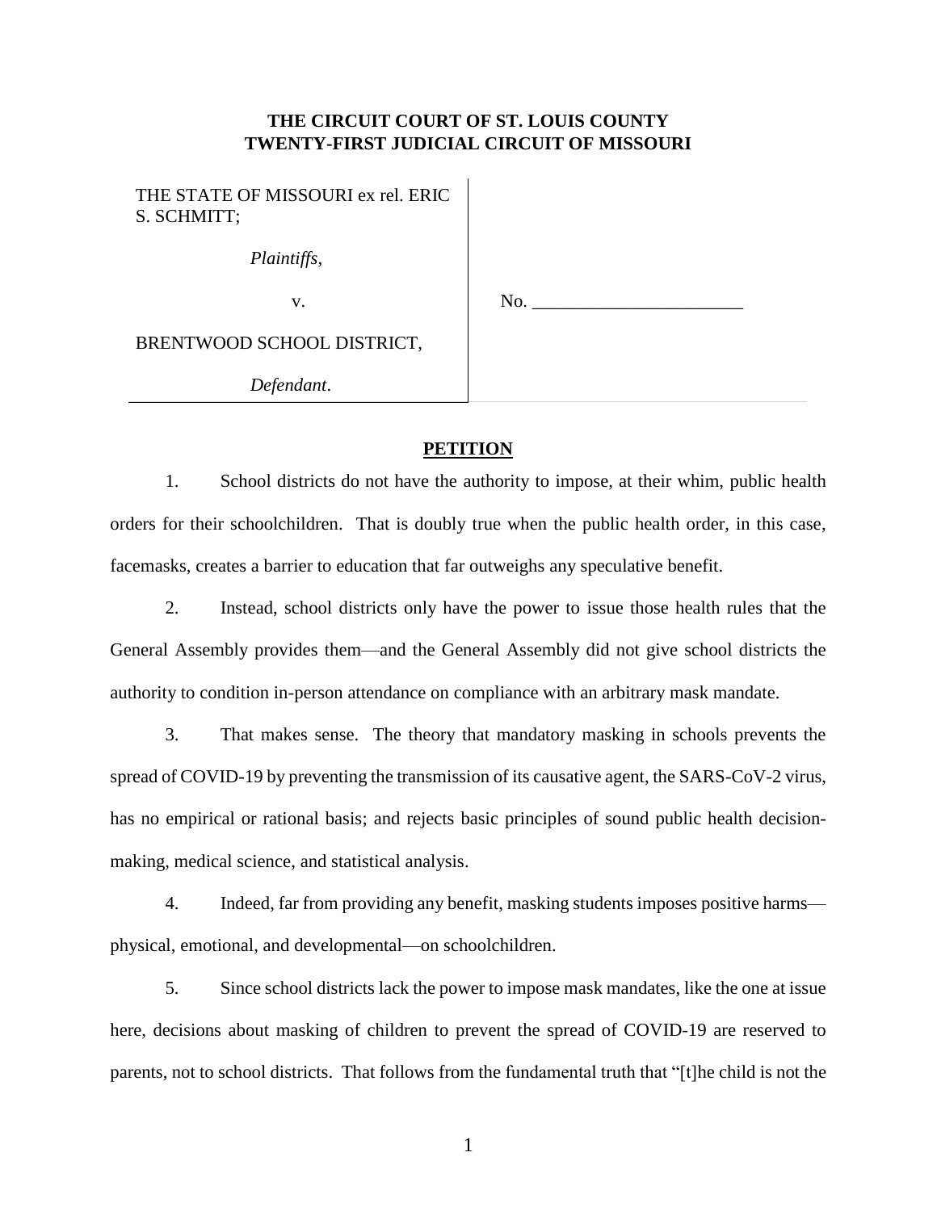**THE CIRCUIT COURT OF ST. LOUIS COUNTY**
**TWENTY-FIRST JUDICIAL CIRCUIT OF MISSOURI**

| | |
|---|---|
| THE STATE OF MISSOURI ex rel. ERIC S. SCHMITT; | |
| *Plaintiffs*, | |
| v. | No. _______________________ |
| BRENTWOOD SCHOOL DISTRICT, | |
| *Defendant*. | |

## PETITION

1. School districts do not have the authority to impose, at their whim, public health orders for their schoolchildren. That is doubly true when the public health order, in this case, facemasks, creates a barrier to education that far outweighs any speculative benefit.

2. Instead, school districts only have the power to issue those health rules that the General Assembly provides them—and the General Assembly did not give school districts the authority to condition in-person attendance on compliance with an arbitrary mask mandate.

3. That makes sense. The theory that mandatory masking in schools prevents the spread of COVID-19 by preventing the transmission of its causative agent, the SARS-CoV-2 virus, has no empirical or rational basis; and rejects basic principles of sound public health decision-making, medical science, and statistical analysis.

4. Indeed, far from providing any benefit, masking students imposes positive harms—physical, emotional, and developmental—on schoolchildren.

5. Since school districts lack the power to impose mask mandates, like the one at issue here, decisions about masking of children to prevent the spread of COVID-19 are reserved to parents, not to school districts. That follows from the fundamental truth that "[t]he child is not the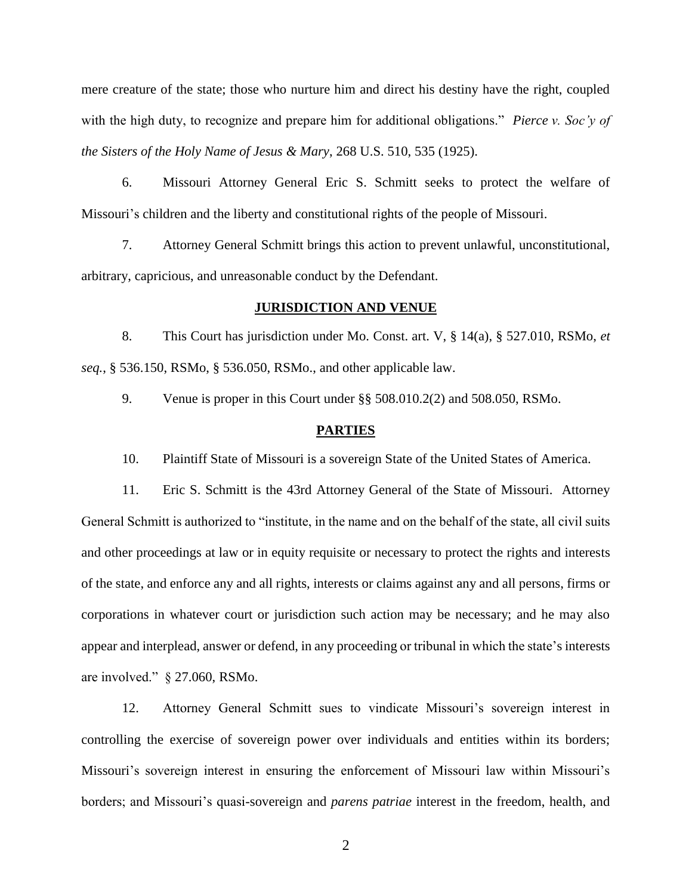mere creature of the state; those who nurture him and direct his destiny have the right, coupled with the high duty, to recognize and prepare him for additional obligations." *Pierce v. Soc'y of the Sisters of the Holy Name of Jesus & Mary*, 268 U.S. 510, 535 (1925).

6. Missouri Attorney General Eric S. Schmitt seeks to protect the welfare of Missouri's children and the liberty and constitutional rights of the people of Missouri.

7. Attorney General Schmitt brings this action to prevent unlawful, unconstitutional, arbitrary, capricious, and unreasonable conduct by the Defendant.

## JURISDICTION AND VENUE

8. This Court has jurisdiction under Mo. Const. art. V, § 14(a), § 527.010, RSMo, *et seq.*, § 536.150, RSMo, § 536.050, RSMo., and other applicable law.

9. Venue is proper in this Court under §§ 508.010.2(2) and 508.050, RSMo.

## PARTIES

10. Plaintiff State of Missouri is a sovereign State of the United States of America.

11. Eric S. Schmitt is the 43rd Attorney General of the State of Missouri. Attorney General Schmitt is authorized to "institute, in the name and on the behalf of the state, all civil suits and other proceedings at law or in equity requisite or necessary to protect the rights and interests of the state, and enforce any and all rights, interests or claims against any and all persons, firms or corporations in whatever court or jurisdiction such action may be necessary; and he may also appear and interplead, answer or defend, in any proceeding or tribunal in which the state's interests are involved." § 27.060, RSMo.

12. Attorney General Schmitt sues to vindicate Missouri's sovereign interest in controlling the exercise of sovereign power over individuals and entities within its borders; Missouri's sovereign interest in ensuring the enforcement of Missouri law within Missouri's borders; and Missouri's quasi-sovereign and *parens patriae* interest in the freedom, health, and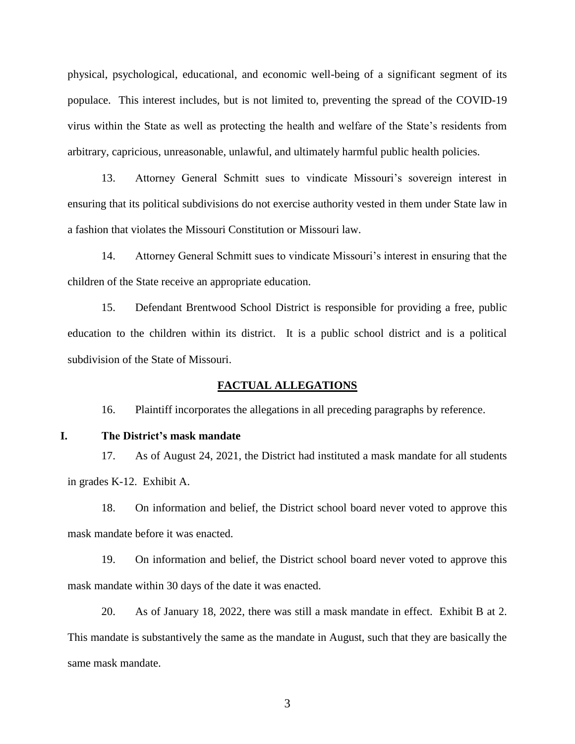physical, psychological, educational, and economic well-being of a significant segment of its populace. This interest includes, but is not limited to, preventing the spread of the COVID-19 virus within the State as well as protecting the health and welfare of the State's residents from arbitrary, capricious, unreasonable, unlawful, and ultimately harmful public health policies.

13. Attorney General Schmitt sues to vindicate Missouri's sovereign interest in ensuring that its political subdivisions do not exercise authority vested in them under State law in a fashion that violates the Missouri Constitution or Missouri law.

14. Attorney General Schmitt sues to vindicate Missouri's interest in ensuring that the children of the State receive an appropriate education.

15. Defendant Brentwood School District is responsible for providing a free, public education to the children within its district. It is a public school district and is a political subdivision of the State of Missouri.

## FACTUAL ALLEGATIONS

16. Plaintiff incorporates the allegations in all preceding paragraphs by reference.

### I. The District's mask mandate

17. As of August 24, 2021, the District had instituted a mask mandate for all students in grades K-12. Exhibit A.

18. On information and belief, the District school board never voted to approve this mask mandate before it was enacted.

19. On information and belief, the District school board never voted to approve this mask mandate within 30 days of the date it was enacted.

20. As of January 18, 2022, there was still a mask mandate in effect. Exhibit B at 2. This mandate is substantively the same as the mandate in August, such that they are basically the same mask mandate.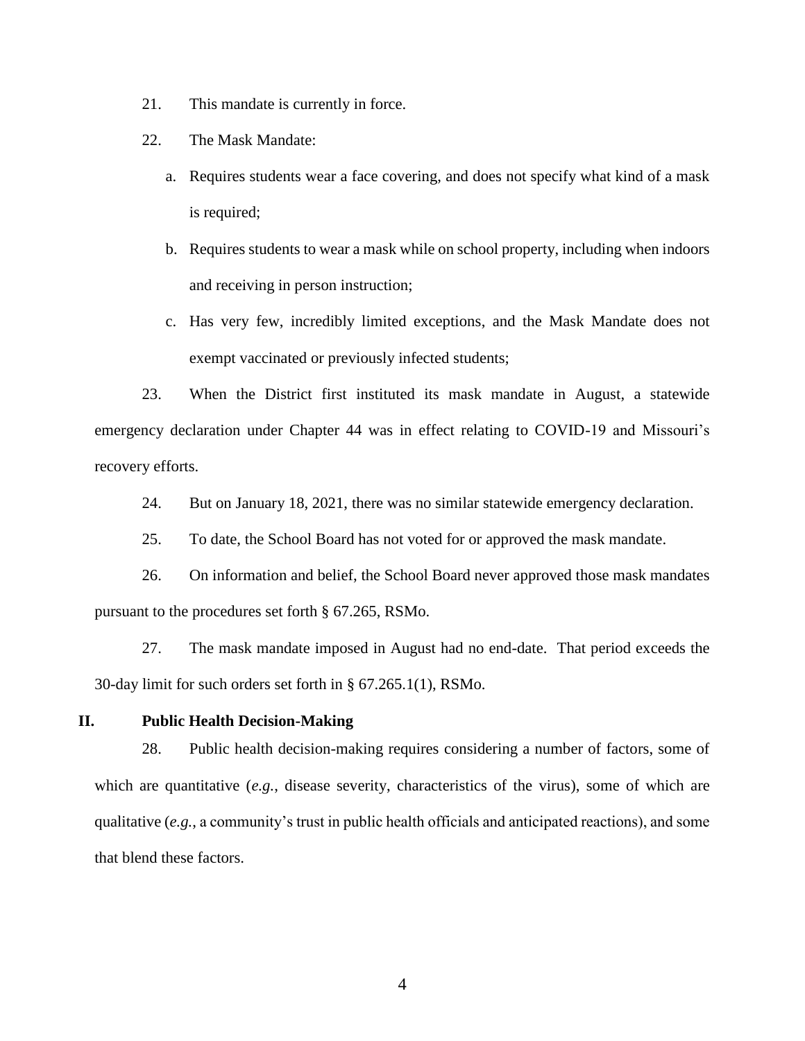21. This mandate is currently in force.

22. The Mask Mandate:

   a. Requires students wear a face covering, and does not specify what kind of a mask is required;

   b. Requires students to wear a mask while on school property, including when indoors and receiving in person instruction;

   c. Has very few, incredibly limited exceptions, and the Mask Mandate does not exempt vaccinated or previously infected students;

23. When the District first instituted its mask mandate in August, a statewide emergency declaration under Chapter 44 was in effect relating to COVID-19 and Missouri's recovery efforts.

24. But on January 18, 2021, there was no similar statewide emergency declaration.

25. To date, the School Board has not voted for or approved the mask mandate.

26. On information and belief, the School Board never approved those mask mandates pursuant to the procedures set forth § 67.265, RSMo.

27. The mask mandate imposed in August had no end-date. That period exceeds the 30-day limit for such orders set forth in § 67.265.1(1), RSMo.

## II. Public Health Decision-Making

28. Public health decision-making requires considering a number of factors, some of which are quantitative (*e.g.*, disease severity, characteristics of the virus), some of which are qualitative (*e.g.*, a community's trust in public health officials and anticipated reactions), and some that blend these factors.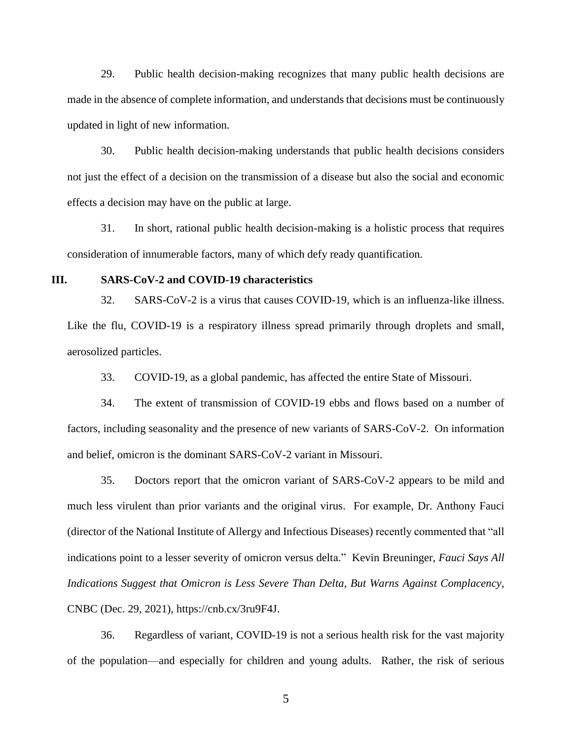29. Public health decision-making recognizes that many public health decisions are made in the absence of complete information, and understands that decisions must be continuously updated in light of new information.

30. Public health decision-making understands that public health decisions considers not just the effect of a decision on the transmission of a disease but also the social and economic effects a decision may have on the public at large.

31. In short, rational public health decision-making is a holistic process that requires consideration of innumerable factors, many of which defy ready quantification.

## III. SARS-CoV-2 and COVID-19 characteristics

32. SARS-CoV-2 is a virus that causes COVID-19, which is an influenza-like illness. Like the flu, COVID-19 is a respiratory illness spread primarily through droplets and small, aerosolized particles.

33. COVID-19, as a global pandemic, has affected the entire State of Missouri.

34. The extent of transmission of COVID-19 ebbs and flows based on a number of factors, including seasonality and the presence of new variants of SARS-CoV-2. On information and belief, omicron is the dominant SARS-CoV-2 variant in Missouri.

35. Doctors report that the omicron variant of SARS-CoV-2 appears to be mild and much less virulent than prior variants and the original virus. For example, Dr. Anthony Fauci (director of the National Institute of Allergy and Infectious Diseases) recently commented that "all indications point to a lesser severity of omicron versus delta." Kevin Breuninger, *Fauci Says All Indications Suggest that Omicron is Less Severe Than Delta, But Warns Against Complacency*, CNBC (Dec. 29, 2021), https://cnb.cx/3ru9F4J.

36. Regardless of variant, COVID-19 is not a serious health risk for the vast majority of the population—and especially for children and young adults. Rather, the risk of serious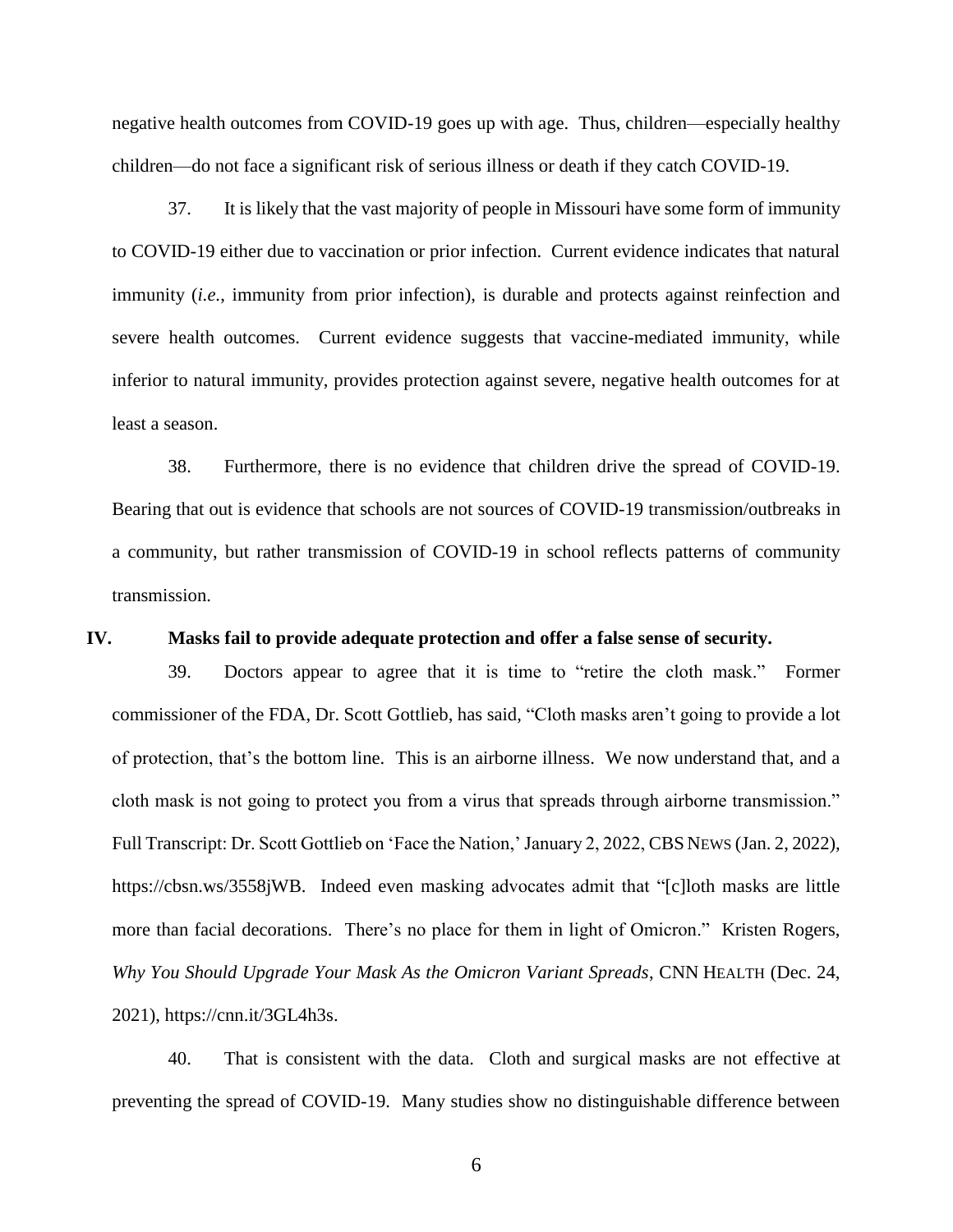negative health outcomes from COVID-19 goes up with age. Thus, children—especially healthy children—do not face a significant risk of serious illness or death if they catch COVID-19.

37. It is likely that the vast majority of people in Missouri have some form of immunity to COVID-19 either due to vaccination or prior infection. Current evidence indicates that natural immunity (*i.e.*, immunity from prior infection), is durable and protects against reinfection and severe health outcomes. Current evidence suggests that vaccine-mediated immunity, while inferior to natural immunity, provides protection against severe, negative health outcomes for at least a season.

38. Furthermore, there is no evidence that children drive the spread of COVID-19. Bearing that out is evidence that schools are not sources of COVID-19 transmission/outbreaks in a community, but rather transmission of COVID-19 in school reflects patterns of community transmission.

## IV. Masks fail to provide adequate protection and offer a false sense of security.

39. Doctors appear to agree that it is time to "retire the cloth mask." Former commissioner of the FDA, Dr. Scott Gottlieb, has said, "Cloth masks aren't going to provide a lot of protection, that's the bottom line. This is an airborne illness. We now understand that, and a cloth mask is not going to protect you from a virus that spreads through airborne transmission." Full Transcript: Dr. Scott Gottlieb on 'Face the Nation,' January 2, 2022, CBS NEWS (Jan. 2, 2022), https://cbsn.ws/3558jWB. Indeed even masking advocates admit that "[c]loth masks are little more than facial decorations. There's no place for them in light of Omicron." Kristen Rogers, *Why You Should Upgrade Your Mask As the Omicron Variant Spreads*, CNN HEALTH (Dec. 24, 2021), https://cnn.it/3GL4h3s.

40. That is consistent with the data. Cloth and surgical masks are not effective at preventing the spread of COVID-19. Many studies show no distinguishable difference between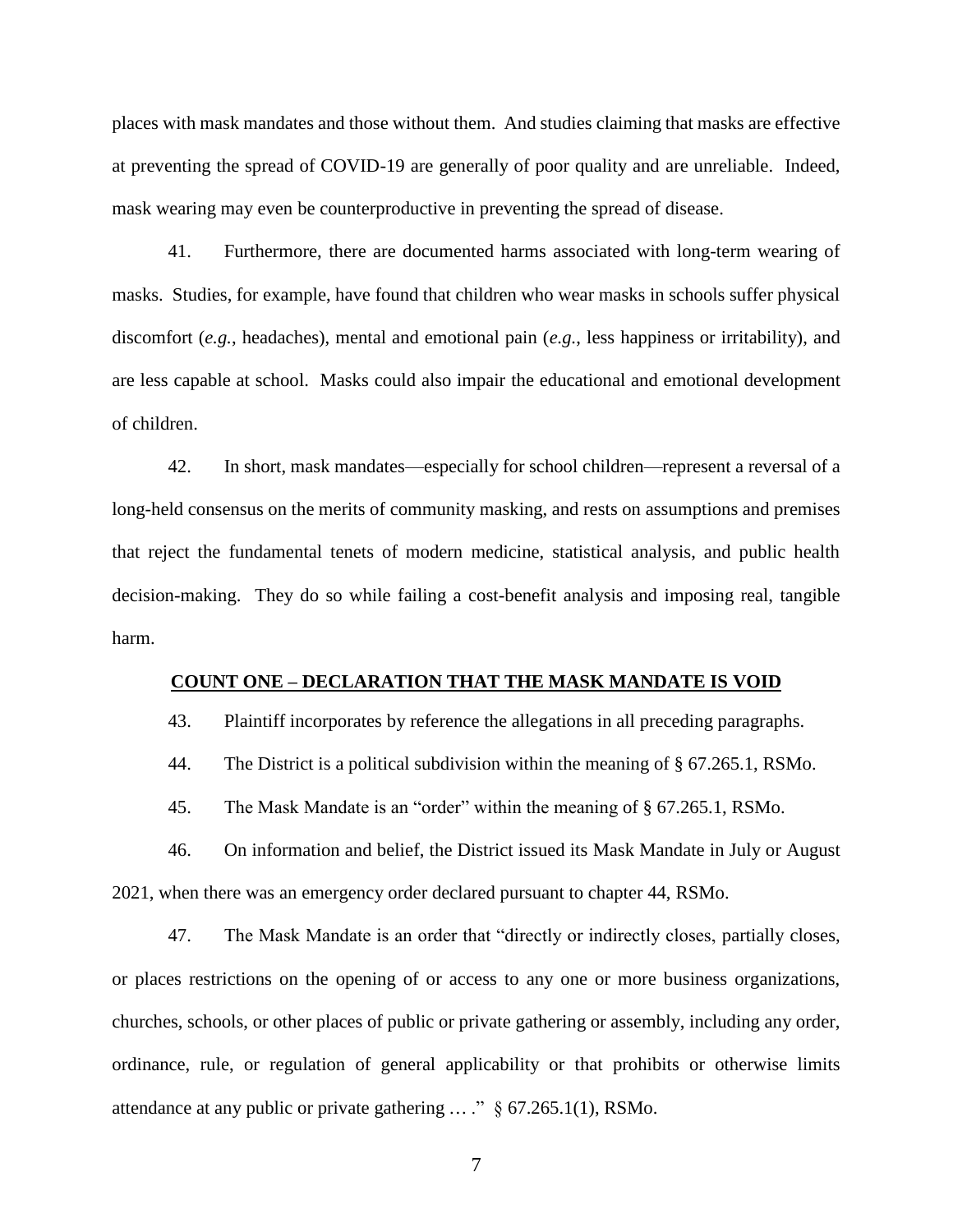places with mask mandates and those without them. And studies claiming that masks are effective at preventing the spread of COVID-19 are generally of poor quality and are unreliable. Indeed, mask wearing may even be counterproductive in preventing the spread of disease.

41. Furthermore, there are documented harms associated with long-term wearing of masks. Studies, for example, have found that children who wear masks in schools suffer physical discomfort (*e.g.*, headaches), mental and emotional pain (*e.g.*, less happiness or irritability), and are less capable at school. Masks could also impair the educational and emotional development of children.

42. In short, mask mandates—especially for school children—represent a reversal of a long-held consensus on the merits of community masking, and rests on assumptions and premises that reject the fundamental tenets of modern medicine, statistical analysis, and public health decision-making. They do so while failing a cost-benefit analysis and imposing real, tangible harm.

## COUNT ONE – DECLARATION THAT THE MASK MANDATE IS VOID

43. Plaintiff incorporates by reference the allegations in all preceding paragraphs.

44. The District is a political subdivision within the meaning of § 67.265.1, RSMo.

45. The Mask Mandate is an "order" within the meaning of § 67.265.1, RSMo.

46. On information and belief, the District issued its Mask Mandate in July or August 2021, when there was an emergency order declared pursuant to chapter 44, RSMo.

47. The Mask Mandate is an order that "directly or indirectly closes, partially closes, or places restrictions on the opening of or access to any one or more business organizations, churches, schools, or other places of public or private gathering or assembly, including any order, ordinance, rule, or regulation of general applicability or that prohibits or otherwise limits attendance at any public or private gathering … ." § 67.265.1(1), RSMo.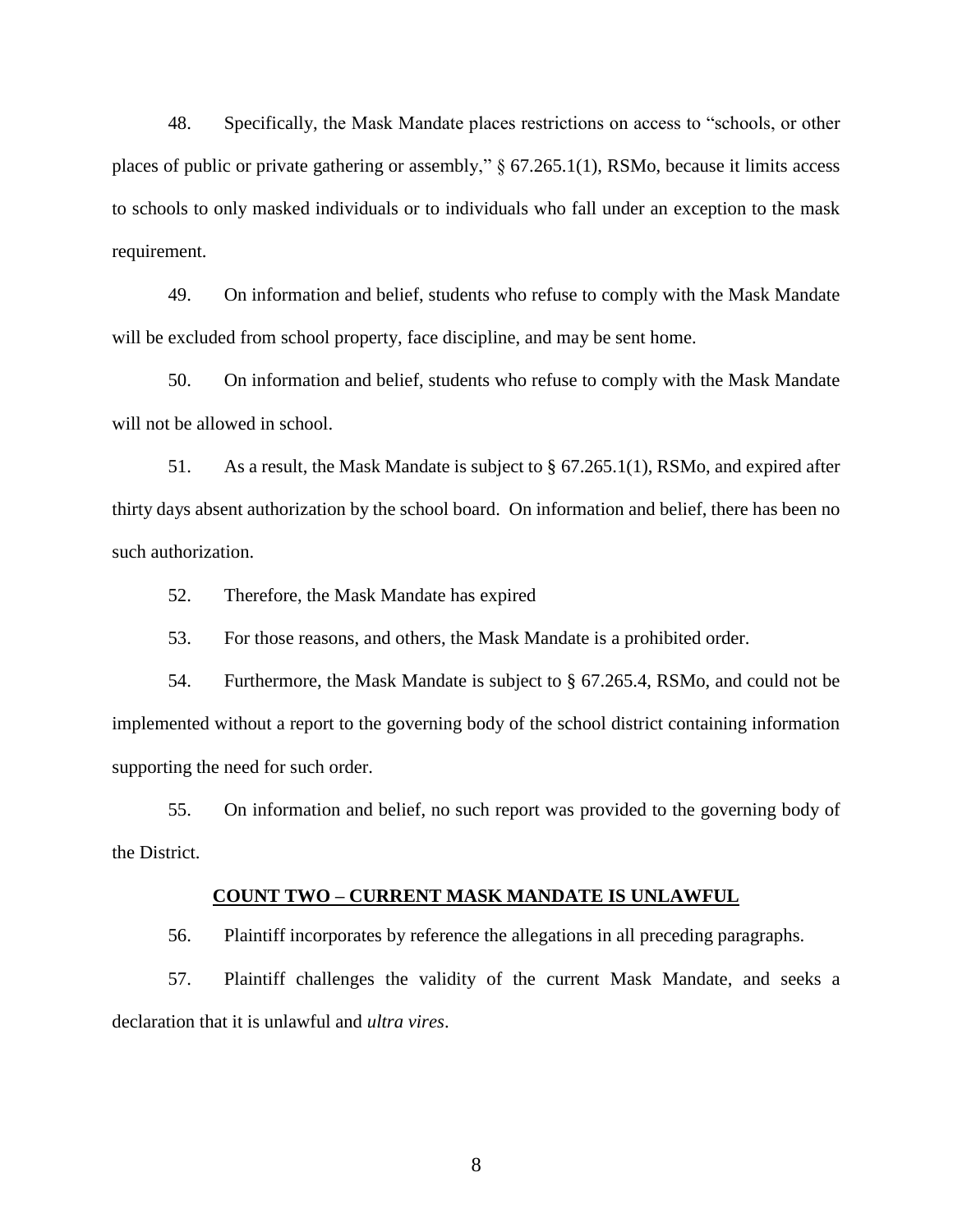48. Specifically, the Mask Mandate places restrictions on access to "schools, or other places of public or private gathering or assembly," § 67.265.1(1), RSMo, because it limits access to schools to only masked individuals or to individuals who fall under an exception to the mask requirement.

49. On information and belief, students who refuse to comply with the Mask Mandate will be excluded from school property, face discipline, and may be sent home.

50. On information and belief, students who refuse to comply with the Mask Mandate will not be allowed in school.

51. As a result, the Mask Mandate is subject to § 67.265.1(1), RSMo, and expired after thirty days absent authorization by the school board. On information and belief, there has been no such authorization.

52. Therefore, the Mask Mandate has expired

53. For those reasons, and others, the Mask Mandate is a prohibited order.

54. Furthermore, the Mask Mandate is subject to § 67.265.4, RSMo, and could not be implemented without a report to the governing body of the school district containing information supporting the need for such order.

55. On information and belief, no such report was provided to the governing body of the District.

**COUNT TWO – CURRENT MASK MANDATE IS UNLAWFUL**

56. Plaintiff incorporates by reference the allegations in all preceding paragraphs.

57. Plaintiff challenges the validity of the current Mask Mandate, and seeks a declaration that it is unlawful and *ultra vires*.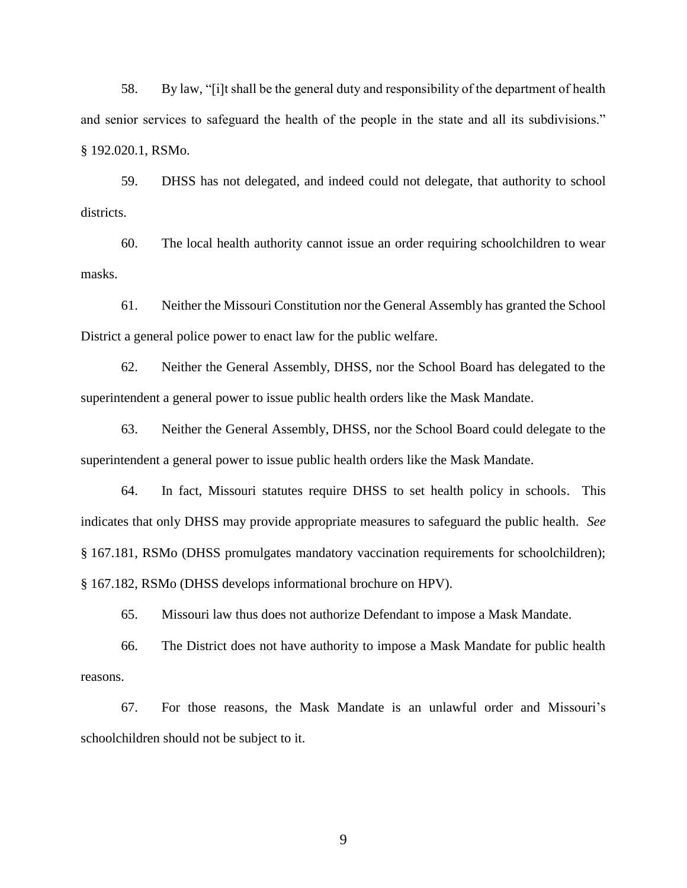58. By law, "[i]t shall be the general duty and responsibility of the department of health and senior services to safeguard the health of the people in the state and all its subdivisions." § 192.020.1, RSMo.

59. DHSS has not delegated, and indeed could not delegate, that authority to school districts.

60. The local health authority cannot issue an order requiring schoolchildren to wear masks.

61. Neither the Missouri Constitution nor the General Assembly has granted the School District a general police power to enact law for the public welfare.

62. Neither the General Assembly, DHSS, nor the School Board has delegated to the superintendent a general power to issue public health orders like the Mask Mandate.

63. Neither the General Assembly, DHSS, nor the School Board could delegate to the superintendent a general power to issue public health orders like the Mask Mandate.

64. In fact, Missouri statutes require DHSS to set health policy in schools. This indicates that only DHSS may provide appropriate measures to safeguard the public health. *See* § 167.181, RSMo (DHSS promulgates mandatory vaccination requirements for schoolchildren); § 167.182, RSMo (DHSS develops informational brochure on HPV).

65. Missouri law thus does not authorize Defendant to impose a Mask Mandate.

66. The District does not have authority to impose a Mask Mandate for public health reasons.

67. For those reasons, the Mask Mandate is an unlawful order and Missouri's schoolchildren should not be subject to it.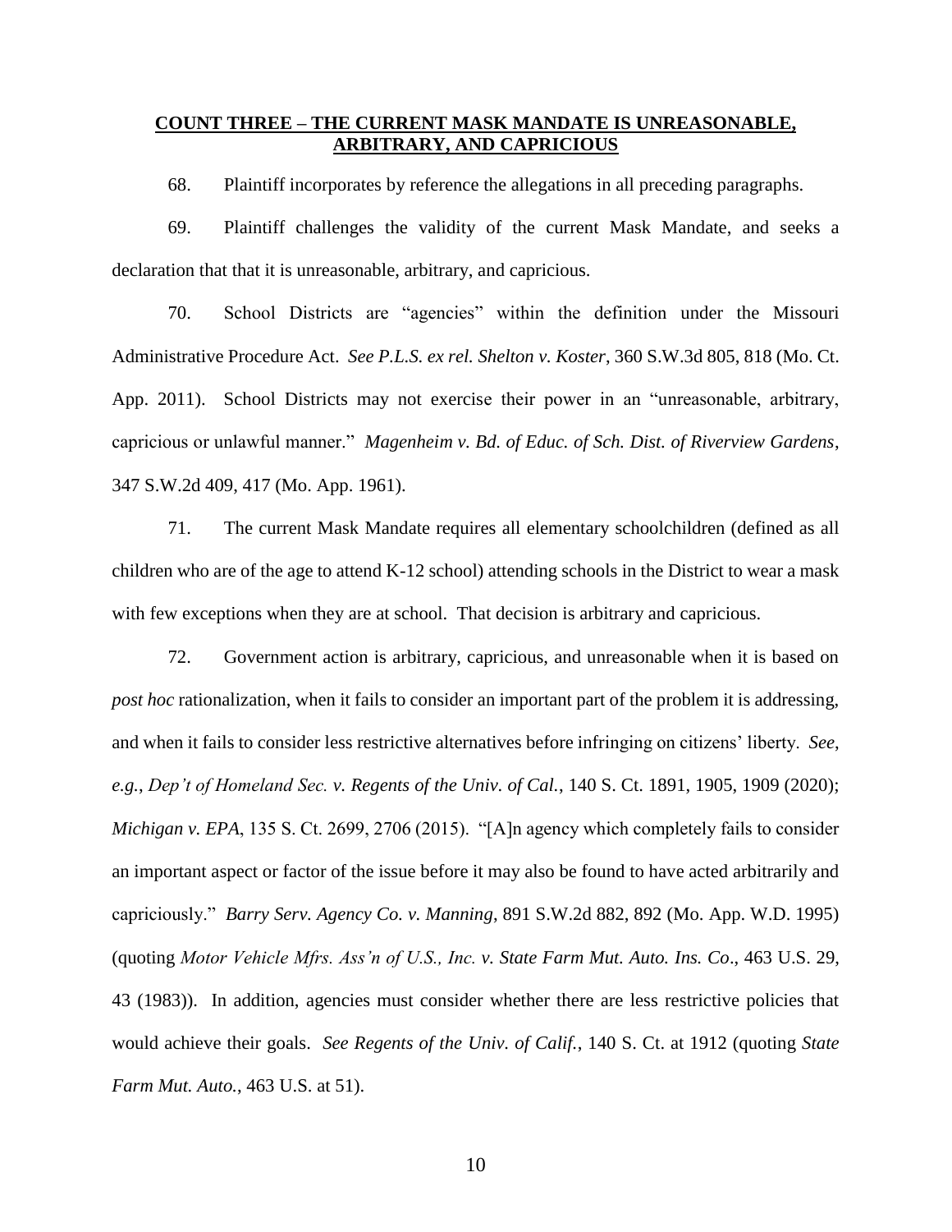## **COUNT THREE – THE CURRENT MASK MANDATE IS UNREASONABLE, ARBITRARY, AND CAPRICIOUS**

68. Plaintiff incorporates by reference the allegations in all preceding paragraphs.

69. Plaintiff challenges the validity of the current Mask Mandate, and seeks a declaration that that it is unreasonable, arbitrary, and capricious.

70. School Districts are "agencies" within the definition under the Missouri Administrative Procedure Act. *See P.L.S. ex rel. Shelton v. Koster*, 360 S.W.3d 805, 818 (Mo. Ct. App. 2011). School Districts may not exercise their power in an "unreasonable, arbitrary, capricious or unlawful manner." *Magenheim v. Bd. of Educ. of Sch. Dist. of Riverview Gardens*, 347 S.W.2d 409, 417 (Mo. App. 1961).

71. The current Mask Mandate requires all elementary schoolchildren (defined as all children who are of the age to attend K-12 school) attending schools in the District to wear a mask with few exceptions when they are at school. That decision is arbitrary and capricious.

72. Government action is arbitrary, capricious, and unreasonable when it is based on *post hoc* rationalization, when it fails to consider an important part of the problem it is addressing, and when it fails to consider less restrictive alternatives before infringing on citizens' liberty. *See*, *e.g.*, *Dep't of Homeland Sec. v. Regents of the Univ. of Cal.*, 140 S. Ct. 1891, 1905, 1909 (2020); *Michigan v. EPA*, 135 S. Ct. 2699, 2706 (2015). "[A]n agency which completely fails to consider an important aspect or factor of the issue before it may also be found to have acted arbitrarily and capriciously." *Barry Serv. Agency Co. v. Manning*, 891 S.W.2d 882, 892 (Mo. App. W.D. 1995) (quoting *Motor Vehicle Mfrs. Ass'n of U.S., Inc. v. State Farm Mut. Auto. Ins. Co*., 463 U.S. 29, 43 (1983)). In addition, agencies must consider whether there are less restrictive policies that would achieve their goals. *See Regents of the Univ. of Calif.*, 140 S. Ct. at 1912 (quoting *State Farm Mut. Auto.*, 463 U.S. at 51).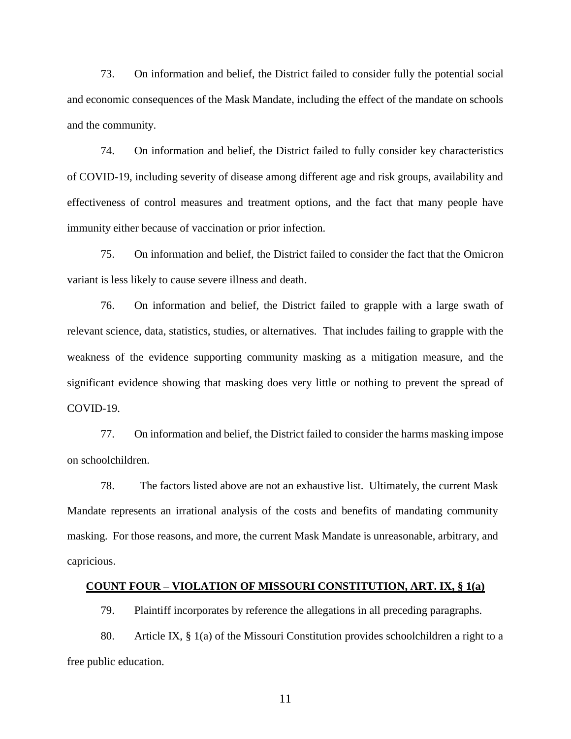73. On information and belief, the District failed to consider fully the potential social and economic consequences of the Mask Mandate, including the effect of the mandate on schools and the community.

74. On information and belief, the District failed to fully consider key characteristics of COVID-19, including severity of disease among different age and risk groups, availability and effectiveness of control measures and treatment options, and the fact that many people have immunity either because of vaccination or prior infection.

75. On information and belief, the District failed to consider the fact that the Omicron variant is less likely to cause severe illness and death.

76. On information and belief, the District failed to grapple with a large swath of relevant science, data, statistics, studies, or alternatives. That includes failing to grapple with the weakness of the evidence supporting community masking as a mitigation measure, and the significant evidence showing that masking does very little or nothing to prevent the spread of COVID-19.

77. On information and belief, the District failed to consider the harms masking impose on schoolchildren.

78. The factors listed above are not an exhaustive list. Ultimately, the current Mask Mandate represents an irrational analysis of the costs and benefits of mandating community masking. For those reasons, and more, the current Mask Mandate is unreasonable, arbitrary, and capricious.

**COUNT FOUR – VIOLATION OF MISSOURI CONSTITUTION, ART. IX, § 1(a)**

79. Plaintiff incorporates by reference the allegations in all preceding paragraphs.

80. Article IX, § 1(a) of the Missouri Constitution provides schoolchildren a right to a free public education.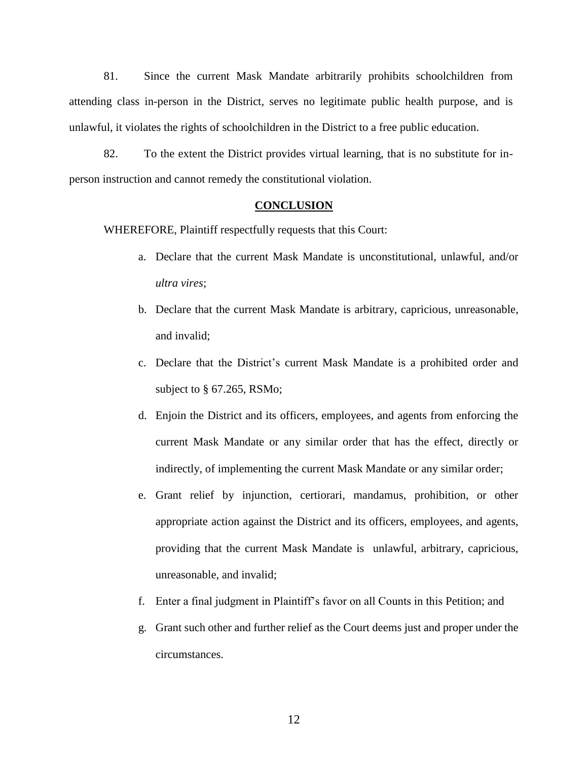81. Since the current Mask Mandate arbitrarily prohibits schoolchildren from attending class in-person in the District, serves no legitimate public health purpose, and is unlawful, it violates the rights of schoolchildren in the District to a free public education.

82. To the extent the District provides virtual learning, that is no substitute for in-person instruction and cannot remedy the constitutional violation.

## CONCLUSION

WHEREFORE, Plaintiff respectfully requests that this Court:

a. Declare that the current Mask Mandate is unconstitutional, unlawful, and/or *ultra vires*;

b. Declare that the current Mask Mandate is arbitrary, capricious, unreasonable, and invalid;

c. Declare that the District's current Mask Mandate is a prohibited order and subject to § 67.265, RSMo;

d. Enjoin the District and its officers, employees, and agents from enforcing the current Mask Mandate or any similar order that has the effect, directly or indirectly, of implementing the current Mask Mandate or any similar order;

e. Grant relief by injunction, certiorari, mandamus, prohibition, or other appropriate action against the District and its officers, employees, and agents, providing that the current Mask Mandate is unlawful, arbitrary, capricious, unreasonable, and invalid;

f. Enter a final judgment in Plaintiff's favor on all Counts in this Petition; and

g. Grant such other and further relief as the Court deems just and proper under the circumstances.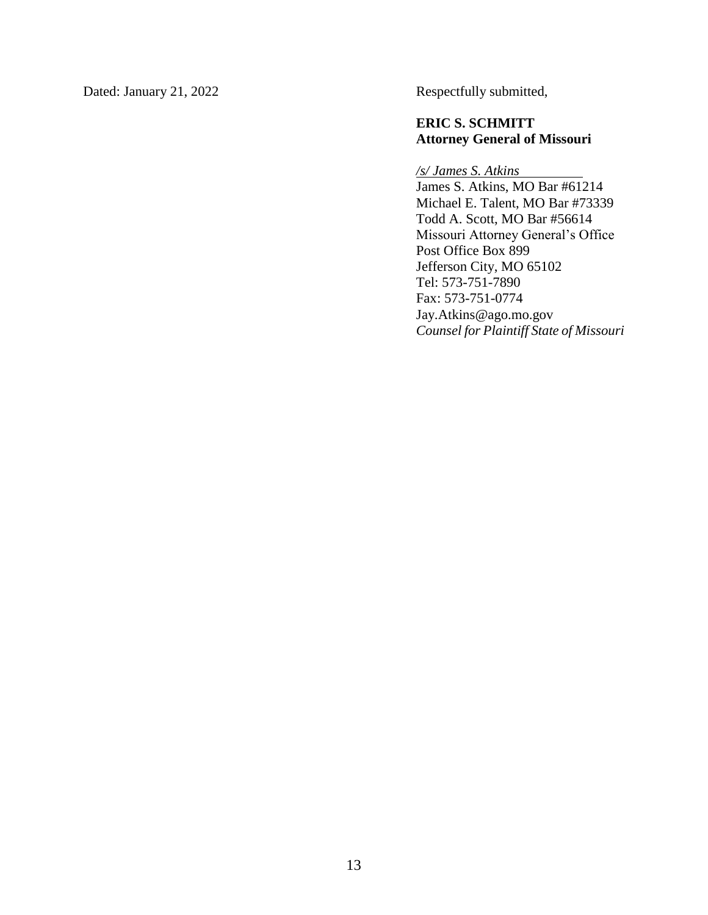Dated: January 21, 2022

Respectfully submitted,

**ERIC S. SCHMITT**
**Attorney General of Missouri**

*/s/ James S. Atkins*
James S. Atkins, MO Bar #61214
Michael E. Talent, MO Bar #73339
Todd A. Scott, MO Bar #56614
Missouri Attorney General's Office
Post Office Box 899
Jefferson City, MO 65102
Tel: 573-751-7890
Fax: 573-751-0774
Jay.Atkins@ago.mo.gov
*Counsel for Plaintiff State of Missouri*